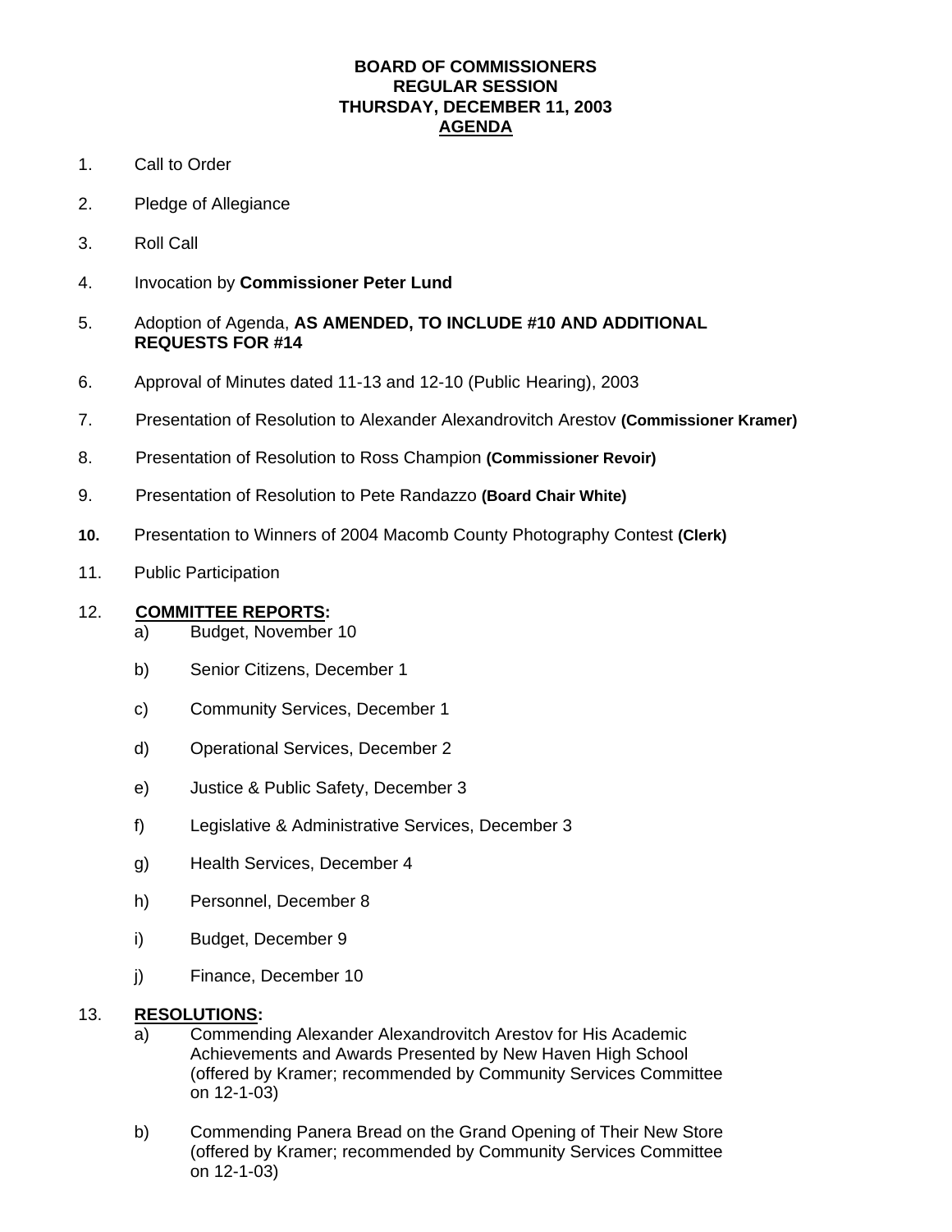**BOARD OF COMMISSIONERS**
**REGULAR SESSION**
**THURSDAY, DECEMBER 11, 2003**
**AGENDA**

1. Call to Order

2. Pledge of Allegiance

3. Roll Call

4. Invocation by **Commissioner Peter Lund**

5. Adoption of Agenda, **AS AMENDED, TO INCLUDE #10 AND ADDITIONAL REQUESTS FOR #14**

6. Approval of Minutes dated 11-13 and 12-10 (Public Hearing), 2003

7. Presentation of Resolution to Alexander Alexandrovitch Arestov **(Commissioner Kramer)**

8. Presentation of Resolution to Ross Champion **(Commissioner Revoir)**

9. Presentation of Resolution to Pete Randazzo **(Board Chair White)**

**10.** Presentation to Winners of 2004 Macomb County Photography Contest **(Clerk)**

11. Public Participation

12. **COMMITTEE REPORTS:**
   a) Budget, November 10

   b) Senior Citizens, December 1

   c) Community Services, December 1

   d) Operational Services, December 2

   e) Justice & Public Safety, December 3

   f) Legislative & Administrative Services, December 3

   g) Health Services, December 4

   h) Personnel, December 8

   i) Budget, December 9

   j) Finance, December 10

13. **RESOLUTIONS:**
   a) Commending Alexander Alexandrovitch Arestov for His Academic Achievements and Awards Presented by New Haven High School (offered by Kramer; recommended by Community Services Committee on 12-1-03)

   b) Commending Panera Bread on the Grand Opening of Their New Store (offered by Kramer; recommended by Community Services Committee on 12-1-03)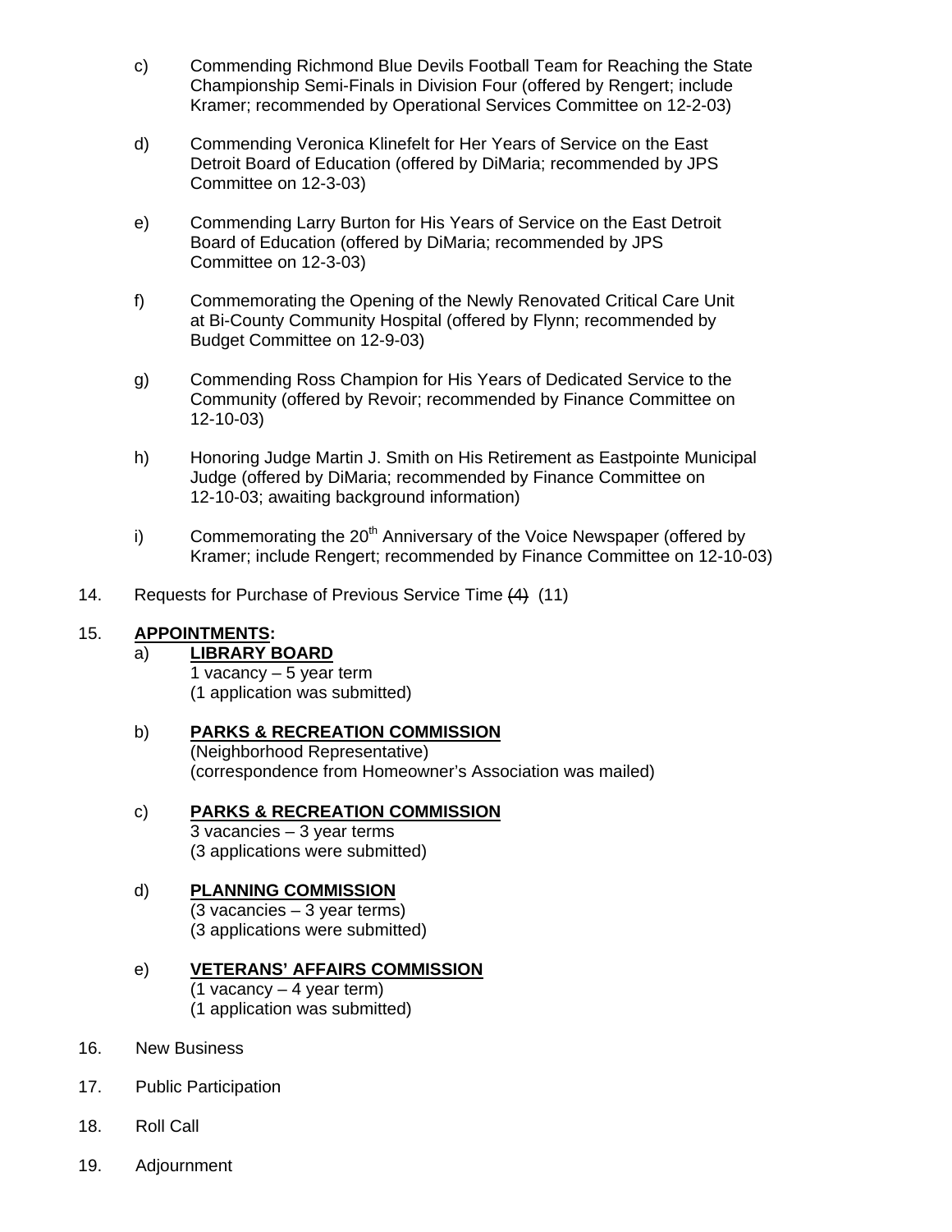c) Commending Richmond Blue Devils Football Team for Reaching the State Championship Semi-Finals in Division Four (offered by Rengert; include Kramer; recommended by Operational Services Committee on 12-2-03)

d) Commending Veronica Klinefelt for Her Years of Service on the East Detroit Board of Education (offered by DiMaria; recommended by JPS Committee on 12-3-03)

e) Commending Larry Burton for His Years of Service on the East Detroit Board of Education (offered by DiMaria; recommended by JPS Committee on 12-3-03)

f) Commemorating the Opening of the Newly Renovated Critical Care Unit at Bi-County Community Hospital (offered by Flynn; recommended by Budget Committee on 12-9-03)

g) Commending Ross Champion for His Years of Dedicated Service to the Community (offered by Revoir; recommended by Finance Committee on 12-10-03)

h) Honoring Judge Martin J. Smith on His Retirement as Eastpointe Municipal Judge (offered by DiMaria; recommended by Finance Committee on 12-10-03; awaiting background information)

i) Commemorating the 20th Anniversary of the Voice Newspaper (offered by Kramer; include Rengert; recommended by Finance Committee on 12-10-03)

14. Requests for Purchase of Previous Service Time ~~(4)~~ (11)

15. **APPOINTMENTS:**

a) **LIBRARY BOARD**
1 vacancy – 5 year term
(1 application was submitted)

b) **PARKS & RECREATION COMMISSION**
(Neighborhood Representative)
(correspondence from Homeowner's Association was mailed)

c) **PARKS & RECREATION COMMISSION**
3 vacancies – 3 year terms
(3 applications were submitted)

d) **PLANNING COMMISSION**
(3 vacancies – 3 year terms)
(3 applications were submitted)

e) **VETERANS' AFFAIRS COMMISSION**
(1 vacancy – 4 year term)
(1 application was submitted)

16. New Business

17. Public Participation

18. Roll Call

19. Adjournment